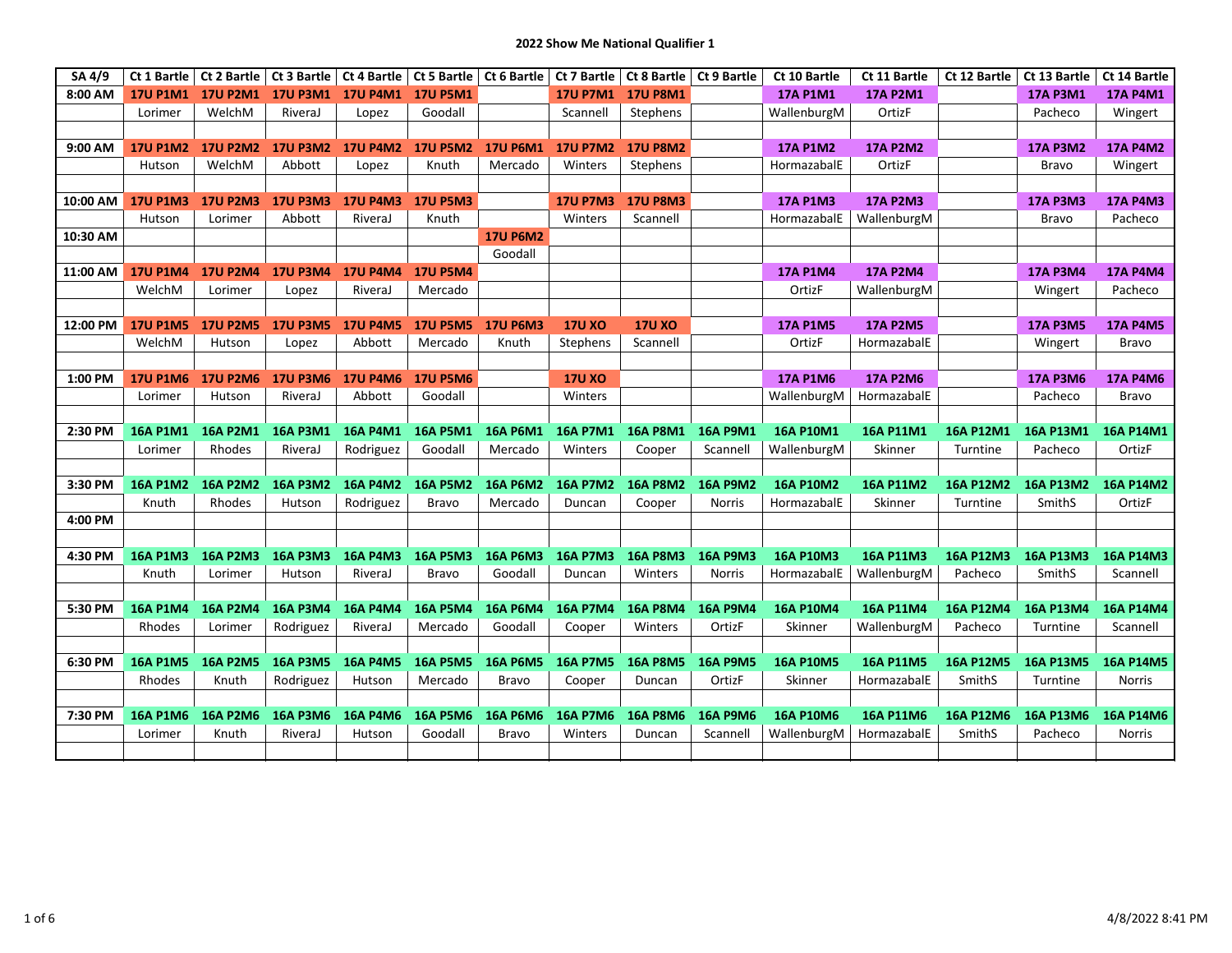# 2022 Show Me National Qualifier 1

| SA 4/9 | Ct 1 Bartle | Ct 2 Bartle | Ct 3 Bartle | Ct 4 Bartle | Ct 5 Bartle | Ct 6 Bartle | Ct 7 Bartle | Ct 8 Bartle | Ct 9 Bartle | Ct 10 Bartle | Ct 11 Bartle | Ct 12 Bartle | Ct 13 Bartle | Ct 14 Bartle |
|---|---|---|---|---|---|---|---|---|---|---|---|---|---|---|
| 8:00 AM | **17U P1M1** | **17U P2M1** | **17U P3M1** | **17U P4M1** | **17U P5M1** | | **17U P7M1** | **17U P8M1** | | **17A P1M1** | **17A P2M1** | | **17A P3M1** | **17A P4M1** |
| | Lorimer | WelchM | RiveraJ | Lopez | Goodall | | Scannell | Stephens | | WallenburgM | OrtizF | | Pacheco | Wingert |
| | | | | | | | | | | | | | | |
| 9:00 AM | **17U P1M2** | **17U P2M2** | **17U P3M2** | **17U P4M2** | **17U P5M2** | **17U P6M1** | **17U P7M2** | **17U P8M2** | | **17A P1M2** | **17A P2M2** | | **17A P3M2** | **17A P4M2** |
| | Hutson | WelchM | Abbott | Lopez | Knuth | Mercado | Winters | Stephens | | HormazabalE | OrtizF | | Bravo | Wingert |
| | | | | | | | | | | | | | | |
| 10:00 AM | **17U P1M3** | **17U P2M3** | **17U P3M3** | **17U P4M3** | **17U P5M3** | | **17U P7M3** | **17U P8M3** | | **17A P1M3** | **17A P2M3** | | **17A P3M3** | **17A P4M3** |
| | Hutson | Lorimer | Abbott | RiveraJ | Knuth | | Winters | Scannell | | HormazabalE | WallenburgM | | Bravo | Pacheco |
| 10:30 AM | | | | | | **17U P6M2** | | | | | | | | |
| | | | | | | Goodall | | | | | | | | |
| 11:00 AM | **17U P1M4** | **17U P2M4** | **17U P3M4** | **17U P4M4** | **17U P5M4** | | | | | **17A P1M4** | **17A P2M4** | | **17A P3M4** | **17A P4M4** |
| | WelchM | Lorimer | Lopez | RiveraJ | Mercado | | | | | OrtizF | WallenburgM | | Wingert | Pacheco |
| | | | | | | | | | | | | | | |
| 12:00 PM | **17U P1M5** | **17U P2M5** | **17U P3M5** | **17U P4M5** | **17U P5M5** | **17U P6M3** | **17U XO** | **17U XO** | | **17A P1M5** | **17A P2M5** | | **17A P3M5** | **17A P4M5** |
| | WelchM | Hutson | Lopez | Abbott | Mercado | Knuth | Stephens | Scannell | | OrtizF | HormazabalE | | Wingert | Bravo |
| | | | | | | | | | | | | | | |
| 1:00 PM | **17U P1M6** | **17U P2M6** | **17U P3M6** | **17U P4M6** | **17U P5M6** | | **17U XO** | | | **17A P1M6** | **17A P2M6** | | **17A P3M6** | **17A P4M6** |
| | Lorimer | Hutson | RiveraJ | Abbott | Goodall | | Winters | | | WallenburgM | HormazabalE | | Pacheco | Bravo |
| | | | | | | | | | | | | | | |
| 2:30 PM | **16A P1M1** | **16A P2M1** | **16A P3M1** | **16A P4M1** | **16A P5M1** | **16A P6M1** | **16A P7M1** | **16A P8M1** | **16A P9M1** | **16A P10M1** | **16A P11M1** | **16A P12M1** | **16A P13M1** | **16A P14M1** |
| | Lorimer | Rhodes | RiveraJ | Rodriguez | Goodall | Mercado | Winters | Cooper | Scannell | WallenburgM | Skinner | Turntine | Pacheco | OrtizF |
| | | | | | | | | | | | | | | |
| 3:30 PM | **16A P1M2** | **16A P2M2** | **16A P3M2** | **16A P4M2** | **16A P5M2** | **16A P6M2** | **16A P7M2** | **16A P8M2** | **16A P9M2** | **16A P10M2** | **16A P11M2** | **16A P12M2** | **16A P13M2** | **16A P14M2** |
| | Knuth | Rhodes | Hutson | Rodriguez | Bravo | Mercado | Duncan | Cooper | Norris | HormazabalE | Skinner | Turntine | SmithS | OrtizF |
| 4:00 PM | | | | | | | | | | | | | | |
| | | | | | | | | | | | | | | |
| 4:30 PM | **16A P1M3** | **16A P2M3** | **16A P3M3** | **16A P4M3** | **16A P5M3** | **16A P6M3** | **16A P7M3** | **16A P8M3** | **16A P9M3** | **16A P10M3** | **16A P11M3** | **16A P12M3** | **16A P13M3** | **16A P14M3** |
| | Knuth | Lorimer | Hutson | RiveraJ | Bravo | Goodall | Duncan | Winters | Norris | HormazabalE | WallenburgM | Pacheco | SmithS | Scannell |
| | | | | | | | | | | | | | | |
| 5:30 PM | **16A P1M4** | **16A P2M4** | **16A P3M4** | **16A P4M4** | **16A P5M4** | **16A P6M4** | **16A P7M4** | **16A P8M4** | **16A P9M4** | **16A P10M4** | **16A P11M4** | **16A P12M4** | **16A P13M4** | **16A P14M4** |
| | Rhodes | Lorimer | Rodriguez | RiveraJ | Mercado | Goodall | Cooper | Winters | OrtizF | Skinner | WallenburgM | Pacheco | Turntine | Scannell |
| | | | | | | | | | | | | | | |
| 6:30 PM | **16A P1M5** | **16A P2M5** | **16A P3M5** | **16A P4M5** | **16A P5M5** | **16A P6M5** | **16A P7M5** | **16A P8M5** | **16A P9M5** | **16A P10M5** | **16A P11M5** | **16A P12M5** | **16A P13M5** | **16A P14M5** |
| | Rhodes | Knuth | Rodriguez | Hutson | Mercado | Bravo | Cooper | Duncan | OrtizF | Skinner | HormazabalE | SmithS | Turntine | Norris |
| | | | | | | | | | | | | | | |
| 7:30 PM | **16A P1M6** | **16A P2M6** | **16A P3M6** | **16A P4M6** | **16A P5M6** | **16A P6M6** | **16A P7M6** | **16A P8M6** | **16A P9M6** | **16A P10M6** | **16A P11M6** | **16A P12M6** | **16A P13M6** | **16A P14M6** |
| | Lorimer | Knuth | RiveraJ | Hutson | Goodall | Bravo | Winters | Duncan | Scannell | WallenburgM | HormazabalE | SmithS | Pacheco | Norris |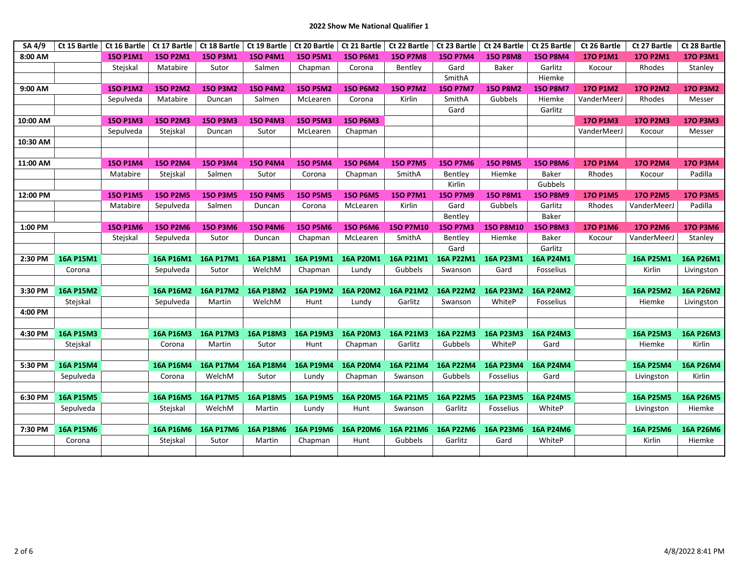## 2022 Show Me National Qualifier 1

| SA 4/9 | Ct 15 Bartle | Ct 16 Bartle | Ct 17 Bartle | Ct 18 Bartle | Ct 19 Bartle | Ct 20 Bartle | Ct 21 Bartle | Ct 22 Bartle | Ct 23 Bartle | Ct 24 Bartle | Ct 25 Bartle | Ct 26 Bartle | Ct 27 Bartle | Ct 28 Bartle |
|---|---|---|---|---|---|---|---|---|---|---|---|---|---|---|
| 8:00 AM | | 15O P1M1 | 15O P2M1 | 15O P3M1 | 15O P4M1 | 15O P5M1 | 15O P6M1 | 15O P7M8 | 15O P7M4 | 15O P8M8 | 15O P8M4 | 17O P1M1 | 17O P2M1 | 17O P3M1 |
| | | Stejskal | Matabire | Sutor | Salmen | Chapman | Corona | Bentley | Gard | Baker | Garlitz | Kocour | Rhodes | Stanley |
| | | | | | | | | | SmithA | | Hiemke | | | |
| 9:00 AM | | 15O P1M2 | 15O P2M2 | 15O P3M2 | 15O P4M2 | 15O P5M2 | 15O P6M2 | 15O P7M2 | 15O P7M7 | 15O P8M2 | 15O P8M7 | 17O P1M2 | 17O P2M2 | 17O P3M2 |
| | | Sepulveda | Matabire | Duncan | Salmen | McLearen | Corona | Kirlin | SmithA | Gubbels | Hiemke | VanderMeerJ | Rhodes | Messer |
| | | | | | | | | | Gard | | Garlitz | | | |
| 10:00 AM | | 15O P1M3 | 15O P2M3 | 15O P3M3 | 15O P4M3 | 15O P5M3 | 15O P6M3 | | | | | 17O P1M3 | 17O P2M3 | 17O P3M3 |
| | | Sepulveda | Stejskal | Duncan | Sutor | McLearen | Chapman | | | | | VanderMeerJ | Kocour | Messer |
| 10:30 AM | | | | | | | | | | | | | | |
| | | | | | | | | | | | | | | |
| 11:00 AM | | 15O P1M4 | 15O P2M4 | 15O P3M4 | 15O P4M4 | 15O P5M4 | 15O P6M4 | 15O P7M5 | 15O P7M6 | 15O P8M5 | 15O P8M6 | 17O P1M4 | 17O P2M4 | 17O P3M4 |
| | | Matabire | Stejskal | Salmen | Sutor | Corona | Chapman | SmithA | Bentley | Hiemke | Baker | Rhodes | Kocour | Padilla |
| | | | | | | | | | Kirlin | | Gubbels | | | |
| 12:00 PM | | 15O P1M5 | 15O P2M5 | 15O P3M5 | 15O P4M5 | 15O P5M5 | 15O P6M5 | 15O P7M1 | 15O P7M9 | 15O P8M1 | 15O P8M9 | 17O P1M5 | 17O P2M5 | 17O P3M5 |
| | | Matabire | Sepulveda | Salmen | Duncan | Corona | McLearen | Kirlin | Gard | Gubbels | Garlitz | Rhodes | VanderMeerJ | Padilla |
| | | | | | | | | | Bentley | | Baker | | | |
| 1:00 PM | | 15O P1M6 | 15O P2M6 | 15O P3M6 | 15O P4M6 | 15O P5M6 | 15O P6M6 | 15O P7M10 | 15O P7M3 | 15O P8M10 | 15O P8M3 | 17O P1M6 | 17O P2M6 | 17O P3M6 |
| | | Stejskal | Sepulveda | Sutor | Duncan | Chapman | McLearen | SmithA | Bentley | Hiemke | Baker | Kocour | VanderMeerJ | Stanley |
| | | | | | | | | | Gard | | Garlitz | | | |
| 2:30 PM | 16A P15M1 | | 16A P16M1 | 16A P17M1 | 16A P18M1 | 16A P19M1 | 16A P20M1 | 16A P21M1 | 16A P22M1 | 16A P23M1 | 16A P24M1 | | 16A P25M1 | 16A P26M1 |
| | Corona | | Sepulveda | Sutor | WelchM | Chapman | Lundy | Gubbels | Swanson | Gard | Fosselius | | Kirlin | Livingston |
| | | | | | | | | | | | | | | |
| 3:30 PM | 16A P15M2 | | 16A P16M2 | 16A P17M2 | 16A P18M2 | 16A P19M2 | 16A P20M2 | 16A P21M2 | 16A P22M2 | 16A P23M2 | 16A P24M2 | | 16A P25M2 | 16A P26M2 |
| | Stejskal | | Sepulveda | Martin | WelchM | Hunt | Lundy | Garlitz | Swanson | WhiteP | Fosselius | | Hiemke | Livingston |
| 4:00 PM | | | | | | | | | | | | | | |
| | | | | | | | | | | | | | | |
| 4:30 PM | 16A P15M3 | | 16A P16M3 | 16A P17M3 | 16A P18M3 | 16A P19M3 | 16A P20M3 | 16A P21M3 | 16A P22M3 | 16A P23M3 | 16A P24M3 | | 16A P25M3 | 16A P26M3 |
| | Stejskal | | Corona | Martin | Sutor | Hunt | Chapman | Garlitz | Gubbels | WhiteP | Gard | | Hiemke | Kirlin |
| | | | | | | | | | | | | | | |
| 5:30 PM | 16A P15M4 | | 16A P16M4 | 16A P17M4 | 16A P18M4 | 16A P19M4 | 16A P20M4 | 16A P21M4 | 16A P22M4 | 16A P23M4 | 16A P24M4 | | 16A P25M4 | 16A P26M4 |
| | Sepulveda | | Corona | WelchM | Sutor | Lundy | Chapman | Swanson | Gubbels | Fosselius | Gard | | Livingston | Kirlin |
| | | | | | | | | | | | | | | |
| 6:30 PM | 16A P15M5 | | 16A P16M5 | 16A P17M5 | 16A P18M5 | 16A P19M5 | 16A P20M5 | 16A P21M5 | 16A P22M5 | 16A P23M5 | 16A P24M5 | | 16A P25M5 | 16A P26M5 |
| | Sepulveda | | Stejskal | WelchM | Martin | Lundy | Hunt | Swanson | Garlitz | Fosselius | WhiteP | | Livingston | Hiemke |
| | | | | | | | | | | | | | | |
| 7:30 PM | 16A P15M6 | | 16A P16M6 | 16A P17M6 | 16A P18M6 | 16A P19M6 | 16A P20M6 | 16A P21M6 | 16A P22M6 | 16A P23M6 | 16A P24M6 | | 16A P25M6 | 16A P26M6 |
| | Corona | | Stejskal | Sutor | Martin | Chapman | Hunt | Gubbels | Garlitz | Gard | WhiteP | | Kirlin | Hiemke |
| | | | | | | | | | | | | | | |

4/8/2022 8:41 PM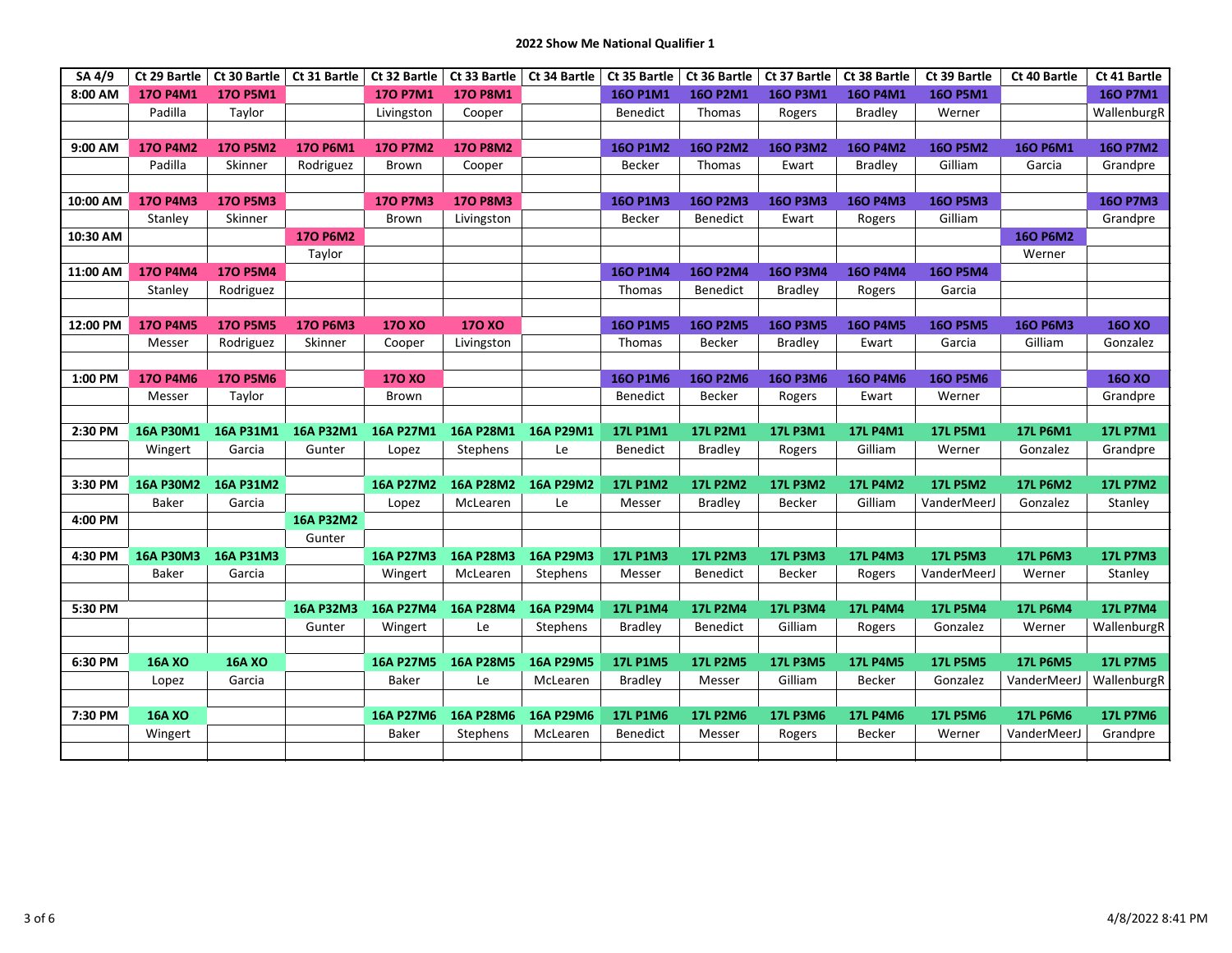# 2022 Show Me National Qualifier 1

| SA 4/9 | Ct 29 Bartle | Ct 30 Bartle | Ct 31 Bartle | Ct 32 Bartle | Ct 33 Bartle | Ct 34 Bartle | Ct 35 Bartle | Ct 36 Bartle | Ct 37 Bartle | Ct 38 Bartle | Ct 39 Bartle | Ct 40 Bartle | Ct 41 Bartle |
|---|---|---|---|---|---|---|---|---|---|---|---|---|---|
| 8:00 AM | 17O P4M1 | 17O P5M1 | | 17O P7M1 | 17O P8M1 | | 16O P1M1 | 16O P2M1 | 16O P3M1 | 16O P4M1 | 16O P5M1 | | 16O P7M1 |
| | Padilla | Taylor | | Livingston | Cooper | | Benedict | Thomas | Rogers | Bradley | Werner | | WallenburgR |
| 9:00 AM | 17O P4M2 | 17O P5M2 | 17O P6M1 | 17O P7M2 | 17O P8M2 | | 16O P1M2 | 16O P2M2 | 16O P3M2 | 16O P4M2 | 16O P5M2 | 16O P6M1 | 16O P7M2 |
| | Padilla | Skinner | Rodriguez | Brown | Cooper | | Becker | Thomas | Ewart | Bradley | Gilliam | Garcia | Grandpre |
| 10:00 AM | 17O P4M3 | 17O P5M3 | | 17O P7M3 | 17O P8M3 | | 16O P1M3 | 16O P2M3 | 16O P3M3 | 16O P4M3 | 16O P5M3 | | 16O P7M3 |
| | Stanley | Skinner | | Brown | Livingston | | Becker | Benedict | Ewart | Rogers | Gilliam | | Grandpre |
| 10:30 AM | | | 17O P6M2 | | | | | | | | | 16O P6M2 | |
| | | | Taylor | | | | | | | | | Werner | |
| 11:00 AM | 17O P4M4 | 17O P5M4 | | | | | 16O P1M4 | 16O P2M4 | 16O P3M4 | 16O P4M4 | 16O P5M4 | | |
| | Stanley | Rodriguez | | | | | Thomas | Benedict | Bradley | Rogers | Garcia | | |
| 12:00 PM | 17O P4M5 | 17O P5M5 | 17O P6M3 | 17O XO | 17O XO | | 16O P1M5 | 16O P2M5 | 16O P3M5 | 16O P4M5 | 16O P5M5 | 16O P6M3 | 16O XO |
| | Messer | Rodriguez | Skinner | Cooper | Livingston | | Thomas | Becker | Bradley | Ewart | Garcia | Gilliam | Gonzalez |
| 1:00 PM | 17O P4M6 | 17O P5M6 | | 17O XO | | | 16O P1M6 | 16O P2M6 | 16O P3M6 | 16O P4M6 | 16O P5M6 | | 16O XO |
| | Messer | Taylor | | Brown | | | Benedict | Becker | Rogers | Ewart | Werner | | Grandpre |
| 2:30 PM | 16A P30M1 | 16A P31M1 | 16A P32M1 | 16A P27M1 | 16A P28M1 | 16A P29M1 | 17L P1M1 | 17L P2M1 | 17L P3M1 | 17L P4M1 | 17L P5M1 | 17L P6M1 | 17L P7M1 |
| | Wingert | Garcia | Gunter | Lopez | Stephens | Le | Benedict | Bradley | Rogers | Gilliam | Werner | Gonzalez | Grandpre |
| 3:30 PM | 16A P30M2 | 16A P31M2 | | 16A P27M2 | 16A P28M2 | 16A P29M2 | 17L P1M2 | 17L P2M2 | 17L P3M2 | 17L P4M2 | 17L P5M2 | 17L P6M2 | 17L P7M2 |
| | Baker | Garcia | | Lopez | McLearen | Le | Messer | Bradley | Becker | Gilliam | VanderMeerJ | Gonzalez | Stanley |
| 4:00 PM | | | 16A P32M2 | | | | | | | | | | |
| | | | Gunter | | | | | | | | | | |
| 4:30 PM | 16A P30M3 | 16A P31M3 | | 16A P27M3 | 16A P28M3 | 16A P29M3 | 17L P1M3 | 17L P2M3 | 17L P3M3 | 17L P4M3 | 17L P5M3 | 17L P6M3 | 17L P7M3 |
| | Baker | Garcia | | Wingert | McLearen | Stephens | Messer | Benedict | Becker | Rogers | VanderMeerJ | Werner | Stanley |
| 5:30 PM | | | 16A P32M3 | 16A P27M4 | 16A P28M4 | 16A P29M4 | 17L P1M4 | 17L P2M4 | 17L P3M4 | 17L P4M4 | 17L P5M4 | 17L P6M4 | 17L P7M4 |
| | | | Gunter | Wingert | Le | Stephens | Bradley | Benedict | Gilliam | Rogers | Gonzalez | Werner | WallenburgR |
| 6:30 PM | 16A XO | 16A XO | | 16A P27M5 | 16A P28M5 | 16A P29M5 | 17L P1M5 | 17L P2M5 | 17L P3M5 | 17L P4M5 | 17L P5M5 | 17L P6M5 | 17L P7M5 |
| | Lopez | Garcia | | Baker | Le | McLearen | Bradley | Messer | Gilliam | Becker | Gonzalez | VanderMeerJ | WallenburgR |
| 7:30 PM | 16A XO | | | 16A P27M6 | 16A P28M6 | 16A P29M6 | 17L P1M6 | 17L P2M6 | 17L P3M6 | 17L P4M6 | 17L P5M6 | 17L P6M6 | 17L P7M6 |
| | Wingert | | | Baker | Stephens | McLearen | Benedict | Messer | Rogers | Becker | Werner | VanderMeerJ | Grandpre |

4/8/2022 8:41 PM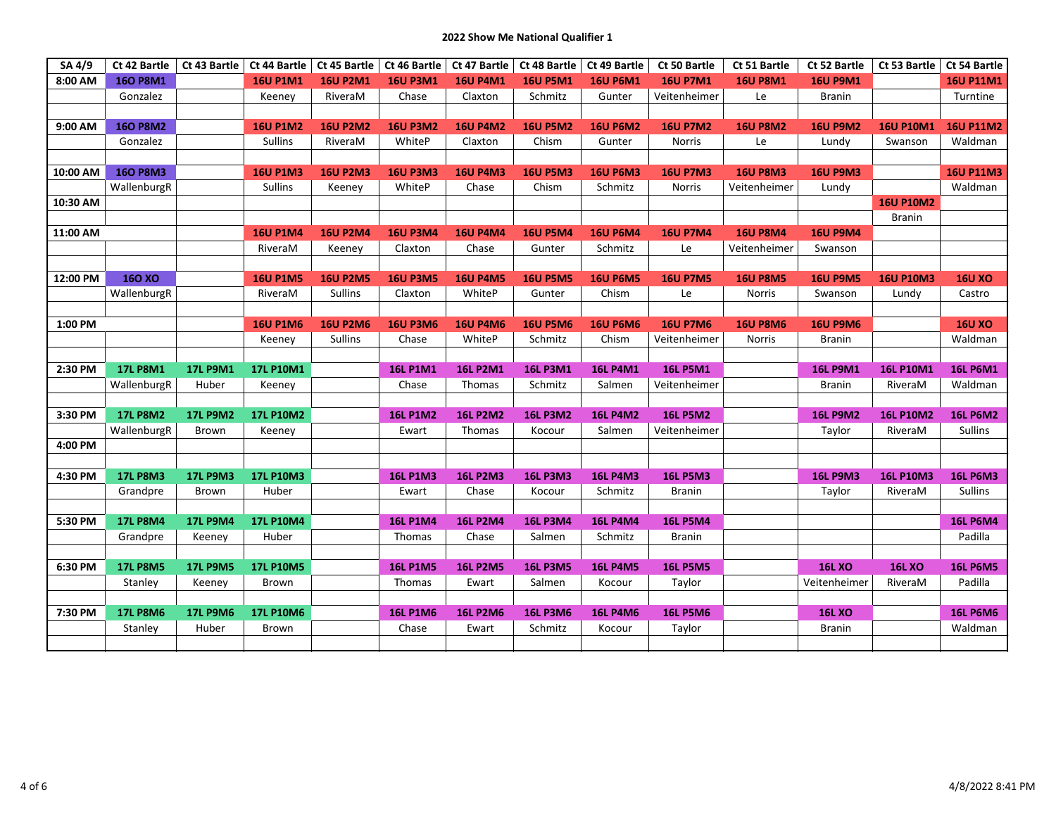# 2022 Show Me National Qualifier 1

| SA 4/9 | Ct 42 Bartle | Ct 43 Bartle | Ct 44 Bartle | Ct 45 Bartle | Ct 46 Bartle | Ct 47 Bartle | Ct 48 Bartle | Ct 49 Bartle | Ct 50 Bartle | Ct 51 Bartle | Ct 52 Bartle | Ct 53 Bartle | Ct 54 Bartle |
|---|---|---|---|---|---|---|---|---|---|---|---|---|---|
| 8:00 AM | **16O P8M1** | | **16U P1M1** | **16U P2M1** | **16U P3M1** | **16U P4M1** | **16U P5M1** | **16U P6M1** | **16U P7M1** | **16U P8M1** | **16U P9M1** | | **16U P11M1** |
| | Gonzalez | | Keeney | RiveraM | Chase | Claxton | Schmitz | Gunter | Veitenheimer | Le | Branin | | Turntine |
| | | | | | | | | | | | | | |
| 9:00 AM | **16O P8M2** | | **16U P1M2** | **16U P2M2** | **16U P3M2** | **16U P4M2** | **16U P5M2** | **16U P6M2** | **16U P7M2** | **16U P8M2** | **16U P9M2** | **16U P10M1** | **16U P11M2** |
| | Gonzalez | | Sullins | RiveraM | WhiteP | Claxton | Chism | Gunter | Norris | Le | Lundy | Swanson | Waldman |
| | | | | | | | | | | | | | |
| 10:00 AM | **16O P8M3** | | **16U P1M3** | **16U P2M3** | **16U P3M3** | **16U P4M3** | **16U P5M3** | **16U P6M3** | **16U P7M3** | **16U P8M3** | **16U P9M3** | | **16U P11M3** |
| | WallenburgR | | Sullins | Keeney | WhiteP | Chase | Chism | Schmitz | Norris | Veitenheimer | Lundy | | Waldman |
| 10:30 AM | | | | | | | | | | | | **16U P10M2** | |
| | | | | | | | | | | | | Branin | |
| 11:00 AM | | | **16U P1M4** | **16U P2M4** | **16U P3M4** | **16U P4M4** | **16U P5M4** | **16U P6M4** | **16U P7M4** | **16U P8M4** | **16U P9M4** | | |
| | | | RiveraM | Keeney | Claxton | Chase | Gunter | Schmitz | Le | Veitenheimer | Swanson | | |
| | | | | | | | | | | | | | |
| 12:00 PM | **16O XO** | | **16U P1M5** | **16U P2M5** | **16U P3M5** | **16U P4M5** | **16U P5M5** | **16U P6M5** | **16U P7M5** | **16U P8M5** | **16U P9M5** | **16U P10M3** | **16U XO** |
| | WallenburgR | | RiveraM | Sullins | Claxton | WhiteP | Gunter | Chism | Le | Norris | Swanson | Lundy | Castro |
| | | | | | | | | | | | | | |
| 1:00 PM | | | **16U P1M6** | **16U P2M6** | **16U P3M6** | **16U P4M6** | **16U P5M6** | **16U P6M6** | **16U P7M6** | **16U P8M6** | **16U P9M6** | | **16U XO** |
| | | | Keeney | Sullins | Chase | WhiteP | Schmitz | Chism | Veitenheimer | Norris | Branin | | Waldman |
| | | | | | | | | | | | | | |
| 2:30 PM | **17L P8M1** | **17L P9M1** | **17L P10M1** | | **16L P1M1** | **16L P2M1** | **16L P3M1** | **16L P4M1** | **16L P5M1** | | **16L P9M1** | **16L P10M1** | **16L P6M1** |
| | WallenburgR | Huber | Keeney | | Chase | Thomas | Schmitz | Salmen | Veitenheimer | | Branin | RiveraM | Waldman |
| | | | | | | | | | | | | | |
| 3:30 PM | **17L P8M2** | **17L P9M2** | **17L P10M2** | | **16L P1M2** | **16L P2M2** | **16L P3M2** | **16L P4M2** | **16L P5M2** | | **16L P9M2** | **16L P10M2** | **16L P6M2** |
| | WallenburgR | Brown | Keeney | | Ewart | Thomas | Kocour | Salmen | Veitenheimer | | Taylor | RiveraM | Sullins |
| 4:00 PM | | | | | | | | | | | | | |
| | | | | | | | | | | | | | |
| 4:30 PM | **17L P8M3** | **17L P9M3** | **17L P10M3** | | **16L P1M3** | **16L P2M3** | **16L P3M3** | **16L P4M3** | **16L P5M3** | | **16L P9M3** | **16L P10M3** | **16L P6M3** |
| | Grandpre | Brown | Huber | | Ewart | Chase | Kocour | Schmitz | Branin | | Taylor | RiveraM | Sullins |
| | | | | | | | | | | | | | |
| 5:30 PM | **17L P8M4** | **17L P9M4** | **17L P10M4** | | **16L P1M4** | **16L P2M4** | **16L P3M4** | **16L P4M4** | **16L P5M4** | | | | **16L P6M4** |
| | Grandpre | Keeney | Huber | | Thomas | Chase | Salmen | Schmitz | Branin | | | | Padilla |
| | | | | | | | | | | | | | |
| 6:30 PM | **17L P8M5** | **17L P9M5** | **17L P10M5** | | **16L P1M5** | **16L P2M5** | **16L P3M5** | **16L P4M5** | **16L P5M5** | | **16L XO** | **16L XO** | **16L P6M5** |
| | Stanley | Keeney | Brown | | Thomas | Ewart | Salmen | Kocour | Taylor | | Veitenheimer | RiveraM | Padilla |
| | | | | | | | | | | | | | |
| 7:30 PM | **17L P8M6** | **17L P9M6** | **17L P10M6** | | **16L P1M6** | **16L P2M6** | **16L P3M6** | **16L P4M6** | **16L P5M6** | | **16L XO** | | **16L P6M6** |
| | Stanley | Huber | Brown | | Chase | Ewart | Schmitz | Kocour | Taylor | | Branin | | Waldman |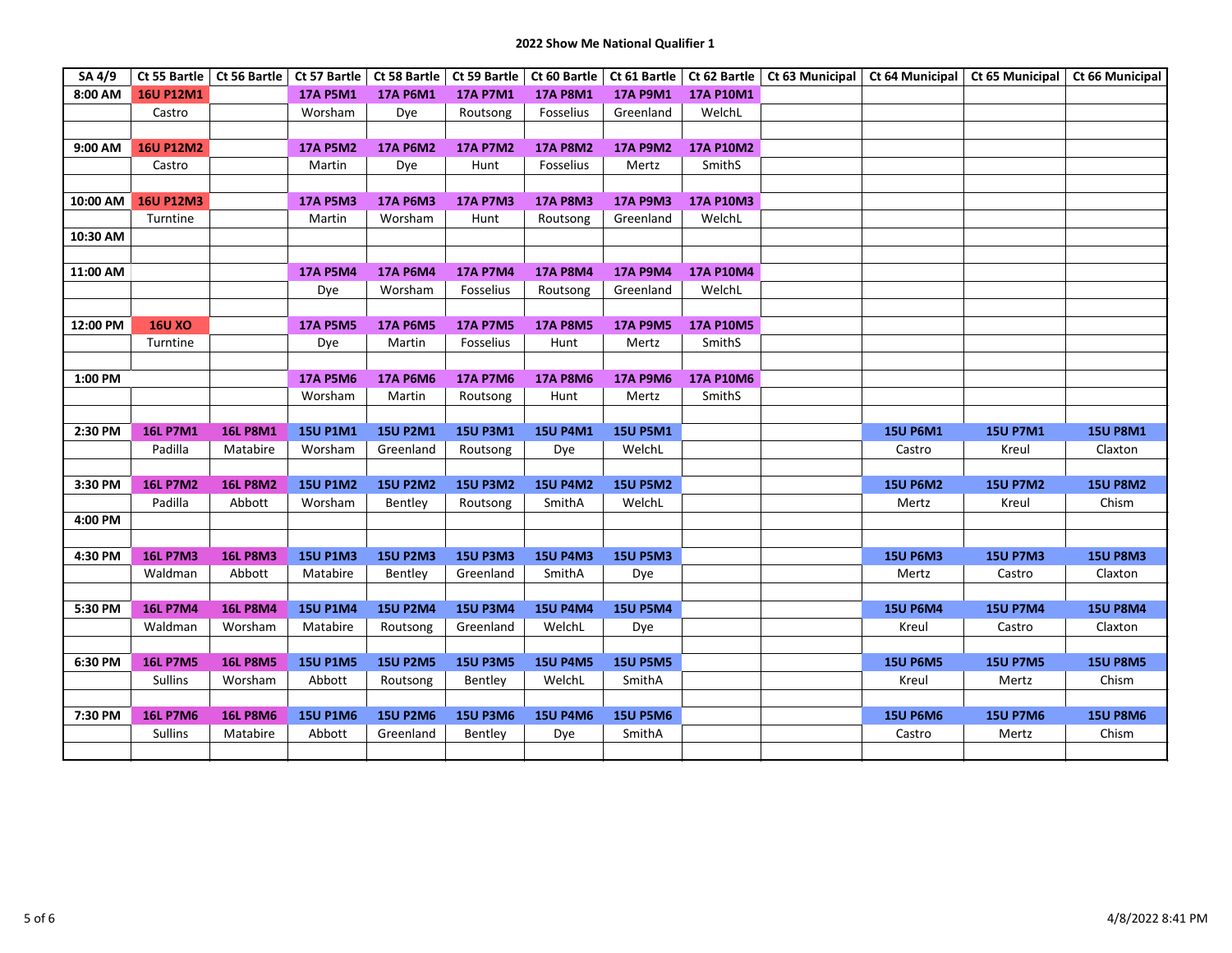# 2022 Show Me National Qualifier 1

| SA 4/9 | Ct 55 Bartle | Ct 56 Bartle | Ct 57 Bartle | Ct 58 Bartle | Ct 59 Bartle | Ct 60 Bartle | Ct 61 Bartle | Ct 62 Bartle | Ct 63 Municipal | Ct 64 Municipal | Ct 65 Municipal | Ct 66 Municipal |
|---|---|---|---|---|---|---|---|---|---|---|---|---|
| 8:00 AM | 16U P12M1 | | 17A P5M1 | 17A P6M1 | 17A P7M1 | 17A P8M1 | 17A P9M1 | 17A P10M1 | | | | |
| | Castro | | Worsham | Dye | Routsong | Fosselius | Greenland | WelchL | | | | |
| | | | | | | | | | | | | |
| 9:00 AM | 16U P12M2 | | 17A P5M2 | 17A P6M2 | 17A P7M2 | 17A P8M2 | 17A P9M2 | 17A P10M2 | | | | |
| | Castro | | Martin | Dye | Hunt | Fosselius | Mertz | SmithS | | | | |
| | | | | | | | | | | | | |
| 10:00 AM | 16U P12M3 | | 17A P5M3 | 17A P6M3 | 17A P7M3 | 17A P8M3 | 17A P9M3 | 17A P10M3 | | | | |
| | Turntine | | Martin | Worsham | Hunt | Routsong | Greenland | WelchL | | | | |
| 10:30 AM | | | | | | | | | | | | |
| | | | | | | | | | | | | |
| 11:00 AM | | | 17A P5M4 | 17A P6M4 | 17A P7M4 | 17A P8M4 | 17A P9M4 | 17A P10M4 | | | | |
| | | | Dye | Worsham | Fosselius | Routsong | Greenland | WelchL | | | | |
| | | | | | | | | | | | | |
| 12:00 PM | 16U XO | | 17A P5M5 | 17A P6M5 | 17A P7M5 | 17A P8M5 | 17A P9M5 | 17A P10M5 | | | | |
| | Turntine | | Dye | Martin | Fosselius | Hunt | Mertz | SmithS | | | | |
| | | | | | | | | | | | | |
| 1:00 PM | | | 17A P5M6 | 17A P6M6 | 17A P7M6 | 17A P8M6 | 17A P9M6 | 17A P10M6 | | | | |
| | | | Worsham | Martin | Routsong | Hunt | Mertz | SmithS | | | | |
| | | | | | | | | | | | | |
| 2:30 PM | 16L P7M1 | 16L P8M1 | 15U P1M1 | 15U P2M1 | 15U P3M1 | 15U P4M1 | 15U P5M1 | | | 15U P6M1 | 15U P7M1 | 15U P8M1 |
| | Padilla | Matabire | Worsham | Greenland | Routsong | Dye | WelchL | | | Castro | Kreul | Claxton |
| | | | | | | | | | | | | |
| 3:30 PM | 16L P7M2 | 16L P8M2 | 15U P1M2 | 15U P2M2 | 15U P3M2 | 15U P4M2 | 15U P5M2 | | | 15U P6M2 | 15U P7M2 | 15U P8M2 |
| | Padilla | Abbott | Worsham | Bentley | Routsong | SmithA | WelchL | | | Mertz | Kreul | Chism |
| 4:00 PM | | | | | | | | | | | | |
| | | | | | | | | | | | | |
| 4:30 PM | 16L P7M3 | 16L P8M3 | 15U P1M3 | 15U P2M3 | 15U P3M3 | 15U P4M3 | 15U P5M3 | | | 15U P6M3 | 15U P7M3 | 15U P8M3 |
| | Waldman | Abbott | Matabire | Bentley | Greenland | SmithA | Dye | | | Mertz | Castro | Claxton |
| | | | | | | | | | | | | |
| 5:30 PM | 16L P7M4 | 16L P8M4 | 15U P1M4 | 15U P2M4 | 15U P3M4 | 15U P4M4 | 15U P5M4 | | | 15U P6M4 | 15U P7M4 | 15U P8M4 |
| | Waldman | Worsham | Matabire | Routsong | Greenland | WelchL | Dye | | | Kreul | Castro | Claxton |
| | | | | | | | | | | | | |
| 6:30 PM | 16L P7M5 | 16L P8M5 | 15U P1M5 | 15U P2M5 | 15U P3M5 | 15U P4M5 | 15U P5M5 | | | 15U P6M5 | 15U P7M5 | 15U P8M5 |
| | Sullins | Worsham | Abbott | Routsong | Bentley | WelchL | SmithA | | | Kreul | Mertz | Chism |
| | | | | | | | | | | | | |
| 7:30 PM | 16L P7M6 | 16L P8M6 | 15U P1M6 | 15U P2M6 | 15U P3M6 | 15U P4M6 | 15U P5M6 | | | 15U P6M6 | 15U P7M6 | 15U P8M6 |
| | Sullins | Matabire | Abbott | Greenland | Bentley | Dye | SmithA | | | Castro | Mertz | Chism |
| | | | | | | | | | | | | |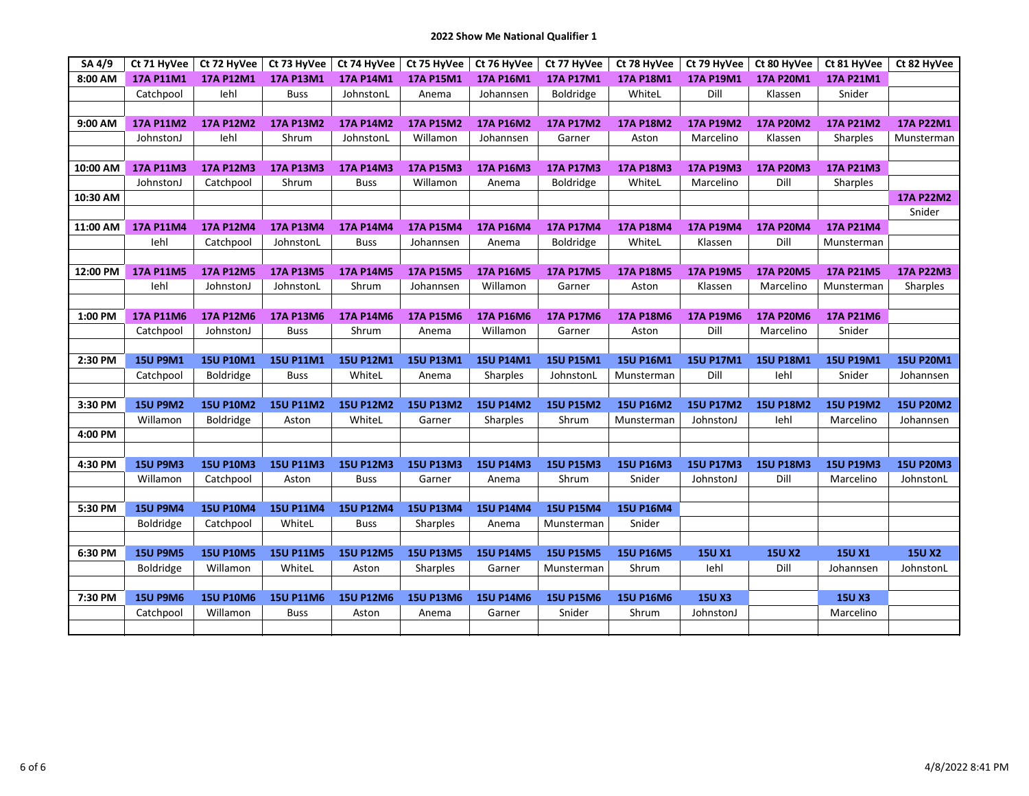## 2022 Show Me National Qualifier 1

| SA 4/9 | Ct 71 HyVee | Ct 72 HyVee | Ct 73 HyVee | Ct 74 HyVee | Ct 75 HyVee | Ct 76 HyVee | Ct 77 HyVee | Ct 78 HyVee | Ct 79 HyVee | Ct 80 HyVee | Ct 81 HyVee | Ct 82 HyVee |
|---|---|---|---|---|---|---|---|---|---|---|---|---|
| 8:00 AM | 17A P11M1 | 17A P12M1 | 17A P13M1 | 17A P14M1 | 17A P15M1 | 17A P16M1 | 17A P17M1 | 17A P18M1 | 17A P19M1 | 17A P20M1 | 17A P21M1 | |
| | Catchpool | Iehl | Buss | JohnstonL | Anema | Johannsen | Boldridge | WhiteL | Dill | Klassen | Snider | |
| | | | | | | | | | | | | |
| 9:00 AM | 17A P11M2 | 17A P12M2 | 17A P13M2 | 17A P14M2 | 17A P15M2 | 17A P16M2 | 17A P17M2 | 17A P18M2 | 17A P19M2 | 17A P20M2 | 17A P21M2 | 17A P22M1 |
| | JohnstonJ | Iehl | Shrum | JohnstonL | Willamon | Johannsen | Garner | Aston | Marcelino | Klassen | Sharples | Munsterman |
| | | | | | | | | | | | | |
| 10:00 AM | 17A P11M3 | 17A P12M3 | 17A P13M3 | 17A P14M3 | 17A P15M3 | 17A P16M3 | 17A P17M3 | 17A P18M3 | 17A P19M3 | 17A P20M3 | 17A P21M3 | |
| | JohnstonJ | Catchpool | Shrum | Buss | Willamon | Anema | Boldridge | WhiteL | Marcelino | Dill | Sharples | |
| 10:30 AM | | | | | | | | | | | | 17A P22M2 |
| | | | | | | | | | | | | Snider |
| 11:00 AM | 17A P11M4 | 17A P12M4 | 17A P13M4 | 17A P14M4 | 17A P15M4 | 17A P16M4 | 17A P17M4 | 17A P18M4 | 17A P19M4 | 17A P20M4 | 17A P21M4 | |
| | Iehl | Catchpool | JohnstonL | Buss | Johannsen | Anema | Boldridge | WhiteL | Klassen | Dill | Munsterman | |
| | | | | | | | | | | | | |
| 12:00 PM | 17A P11M5 | 17A P12M5 | 17A P13M5 | 17A P14M5 | 17A P15M5 | 17A P16M5 | 17A P17M5 | 17A P18M5 | 17A P19M5 | 17A P20M5 | 17A P21M5 | 17A P22M3 |
| | Iehl | JohnstonJ | JohnstonL | Shrum | Johannsen | Willamon | Garner | Aston | Klassen | Marcelino | Munsterman | Sharples |
| | | | | | | | | | | | | |
| 1:00 PM | 17A P11M6 | 17A P12M6 | 17A P13M6 | 17A P14M6 | 17A P15M6 | 17A P16M6 | 17A P17M6 | 17A P18M6 | 17A P19M6 | 17A P20M6 | 17A P21M6 | |
| | Catchpool | JohnstonJ | Buss | Shrum | Anema | Willamon | Garner | Aston | Dill | Marcelino | Snider | |
| | | | | | | | | | | | | |
| 2:30 PM | 15U P9M1 | 15U P10M1 | 15U P11M1 | 15U P12M1 | 15U P13M1 | 15U P14M1 | 15U P15M1 | 15U P16M1 | 15U P17M1 | 15U P18M1 | 15U P19M1 | 15U P20M1 |
| | Catchpool | Boldridge | Buss | WhiteL | Anema | Sharples | JohnstonL | Munsterman | Dill | Iehl | Snider | Johannsen |
| | | | | | | | | | | | | |
| 3:30 PM | 15U P9M2 | 15U P10M2 | 15U P11M2 | 15U P12M2 | 15U P13M2 | 15U P14M2 | 15U P15M2 | 15U P16M2 | 15U P17M2 | 15U P18M2 | 15U P19M2 | 15U P20M2 |
| | Willamon | Boldridge | Aston | WhiteL | Garner | Sharples | Shrum | Munsterman | JohnstonJ | Iehl | Marcelino | Johannsen |
| 4:00 PM | | | | | | | | | | | | |
| | | | | | | | | | | | | |
| 4:30 PM | 15U P9M3 | 15U P10M3 | 15U P11M3 | 15U P12M3 | 15U P13M3 | 15U P14M3 | 15U P15M3 | 15U P16M3 | 15U P17M3 | 15U P18M3 | 15U P19M3 | 15U P20M3 |
| | Willamon | Catchpool | Aston | Buss | Garner | Anema | Shrum | Snider | JohnstonJ | Dill | Marcelino | JohnstonL |
| | | | | | | | | | | | | |
| 5:30 PM | 15U P9M4 | 15U P10M4 | 15U P11M4 | 15U P12M4 | 15U P13M4 | 15U P14M4 | 15U P15M4 | 15U P16M4 | | | | |
| | Boldridge | Catchpool | WhiteL | Buss | Sharples | Anema | Munsterman | Snider | | | | |
| | | | | | | | | | | | | |
| 6:30 PM | 15U P9M5 | 15U P10M5 | 15U P11M5 | 15U P12M5 | 15U P13M5 | 15U P14M5 | 15U P15M5 | 15U P16M5 | 15U X1 | 15U X2 | 15U X1 | 15U X2 |
| | Boldridge | Willamon | WhiteL | Aston | Sharples | Garner | Munsterman | Shrum | Iehl | Dill | Johannsen | JohnstonL |
| | | | | | | | | | | | | |
| 7:30 PM | 15U P9M6 | 15U P10M6 | 15U P11M6 | 15U P12M6 | 15U P13M6 | 15U P14M6 | 15U P15M6 | 15U P16M6 | 15U X3 | | 15U X3 | |
| | Catchpool | Willamon | Buss | Aston | Anema | Garner | Snider | Shrum | JohnstonJ | | Marcelino | |
| | | | | | | | | | | | | |

4/8/2022 8:41 PM